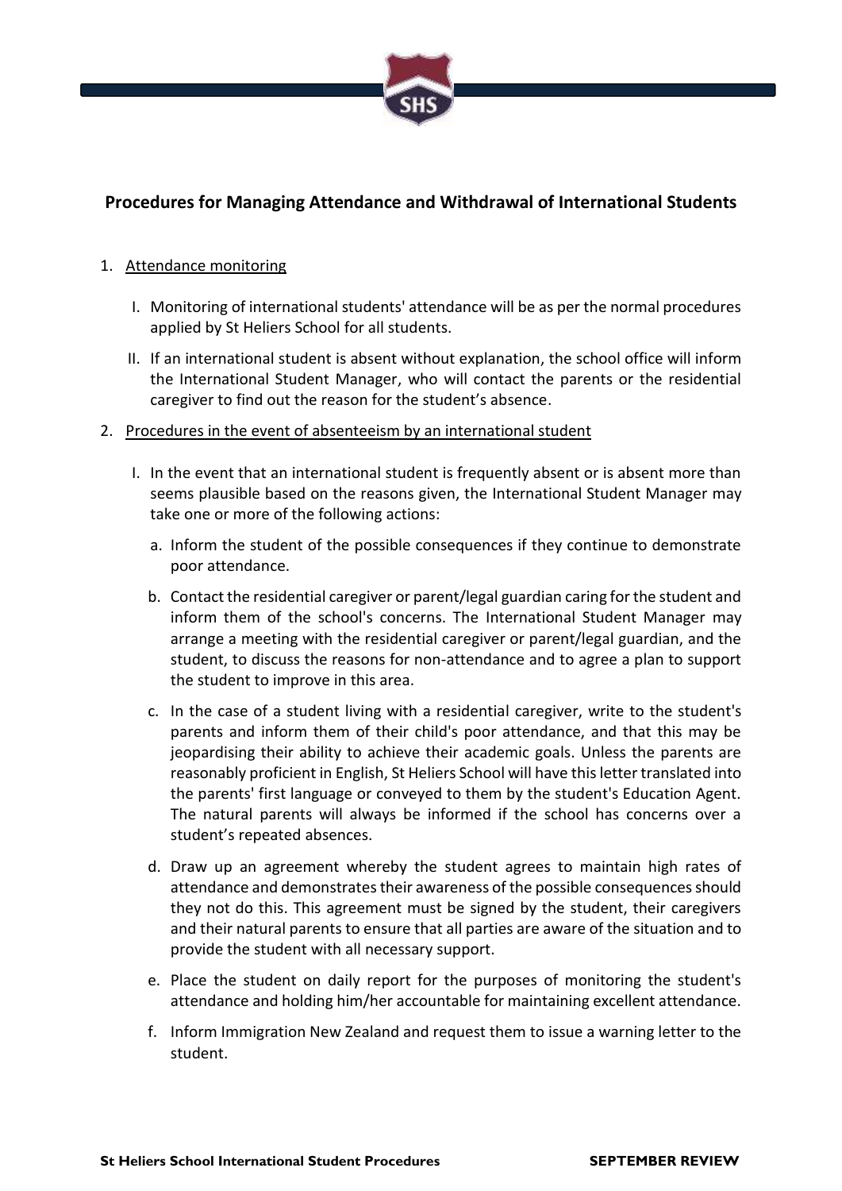# Procedures for Managing Attendance and Withdrawal of International Students

1. Attendance monitoring

   I. Monitoring of international students' attendance will be as per the normal procedures applied by St Heliers School for all students.

   II. If an international student is absent without explanation, the school office will inform the International Student Manager, who will contact the parents or the residential caregiver to find out the reason for the student's absence.

2. Procedures in the event of absenteeism by an international student

   I. In the event that an international student is frequently absent or is absent more than seems plausible based on the reasons given, the International Student Manager may take one or more of the following actions:

      a. Inform the student of the possible consequences if they continue to demonstrate poor attendance.

      b. Contact the residential caregiver or parent/legal guardian caring for the student and inform them of the school's concerns. The International Student Manager may arrange a meeting with the residential caregiver or parent/legal guardian, and the student, to discuss the reasons for non-attendance and to agree a plan to support the student to improve in this area.

      c. In the case of a student living with a residential caregiver, write to the student's parents and inform them of their child's poor attendance, and that this may be jeopardising their ability to achieve their academic goals. Unless the parents are reasonably proficient in English, St Heliers School will have this letter translated into the parents' first language or conveyed to them by the student's Education Agent. The natural parents will always be informed if the school has concerns over a student's repeated absences.

      d. Draw up an agreement whereby the student agrees to maintain high rates of attendance and demonstrates their awareness of the possible consequences should they not do this. This agreement must be signed by the student, their caregivers and their natural parents to ensure that all parties are aware of the situation and to provide the student with all necessary support.

      e. Place the student on daily report for the purposes of monitoring the student's attendance and holding him/her accountable for maintaining excellent attendance.

      f. Inform Immigration New Zealand and request them to issue a warning letter to the student.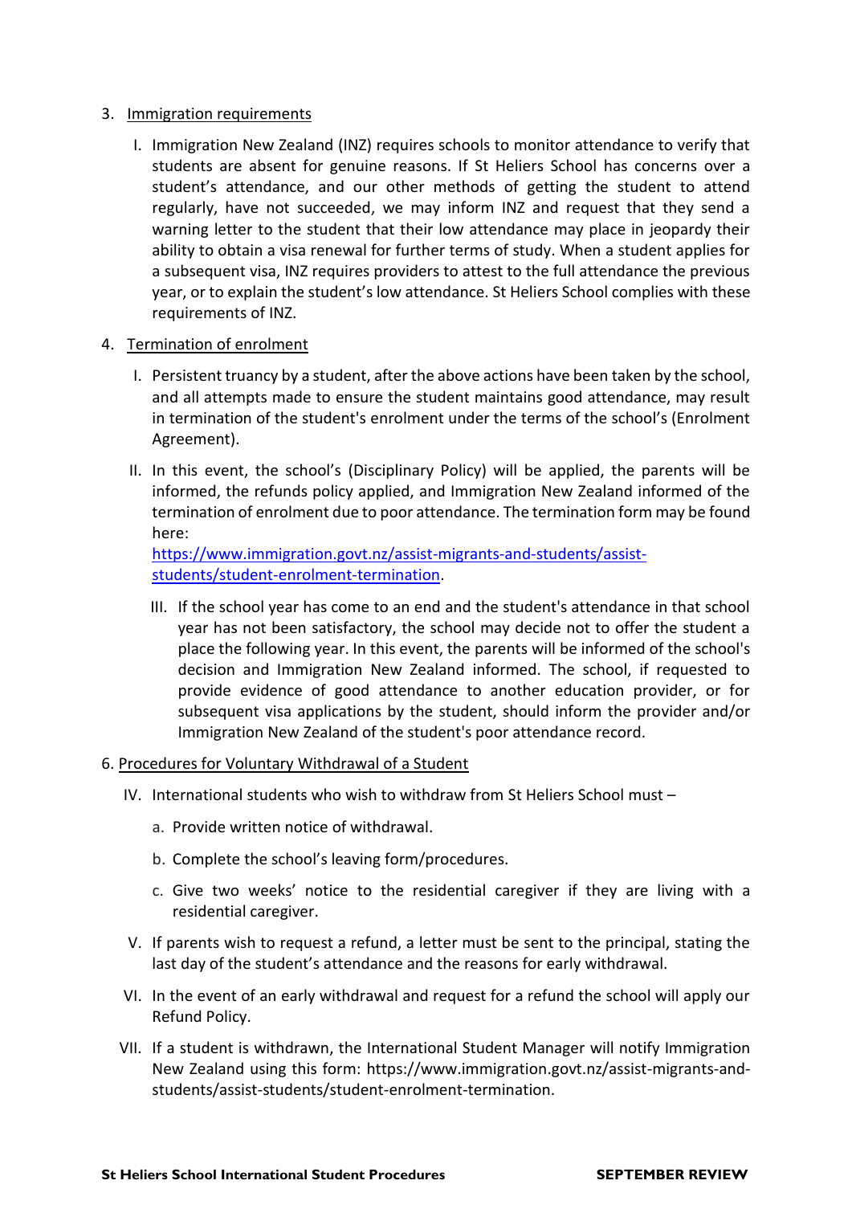3. Immigration requirements

    I. Immigration New Zealand (INZ) requires schools to monitor attendance to verify that students are absent for genuine reasons. If St Heliers School has concerns over a student's attendance, and our other methods of getting the student to attend regularly, have not succeeded, we may inform INZ and request that they send a warning letter to the student that their low attendance may place in jeopardy their ability to obtain a visa renewal for further terms of study. When a student applies for a subsequent visa, INZ requires providers to attest to the full attendance the previous year, or to explain the student's low attendance. St Heliers School complies with these requirements of INZ.

4. Termination of enrolment

    I. Persistent truancy by a student, after the above actions have been taken by the school, and all attempts made to ensure the student maintains good attendance, may result in termination of the student's enrolment under the terms of the school's (Enrolment Agreement).

    II. In this event, the school's (Disciplinary Policy) will be applied, the parents will be informed, the refunds policy applied, and Immigration New Zealand informed of the termination of enrolment due to poor attendance. The termination form may be found here: [https://www.immigration.govt.nz/assist-migrants-and-students/assist-students/student-enrolment-termination](https://www.immigration.govt.nz/assist-migrants-and-students/assist-students/student-enrolment-termination).

    III. If the school year has come to an end and the student's attendance in that school year has not been satisfactory, the school may decide not to offer the student a place the following year. In this event, the parents will be informed of the school's decision and Immigration New Zealand informed. The school, if requested to provide evidence of good attendance to another education provider, or for subsequent visa applications by the student, should inform the provider and/or Immigration New Zealand of the student's poor attendance record.

6. Procedures for Voluntary Withdrawal of a Student

    IV. International students who wish to withdraw from St Heliers School must –

    a. Provide written notice of withdrawal.

    b. Complete the school's leaving form/procedures.

    c. Give two weeks' notice to the residential caregiver if they are living with a residential caregiver.

    V. If parents wish to request a refund, a letter must be sent to the principal, stating the last day of the student's attendance and the reasons for early withdrawal.

    VI. In the event of an early withdrawal and request for a refund the school will apply our Refund Policy.

    VII. If a student is withdrawn, the International Student Manager will notify Immigration New Zealand using this form: https://www.immigration.govt.nz/assist-migrants-and-students/assist-students/student-enrolment-termination.